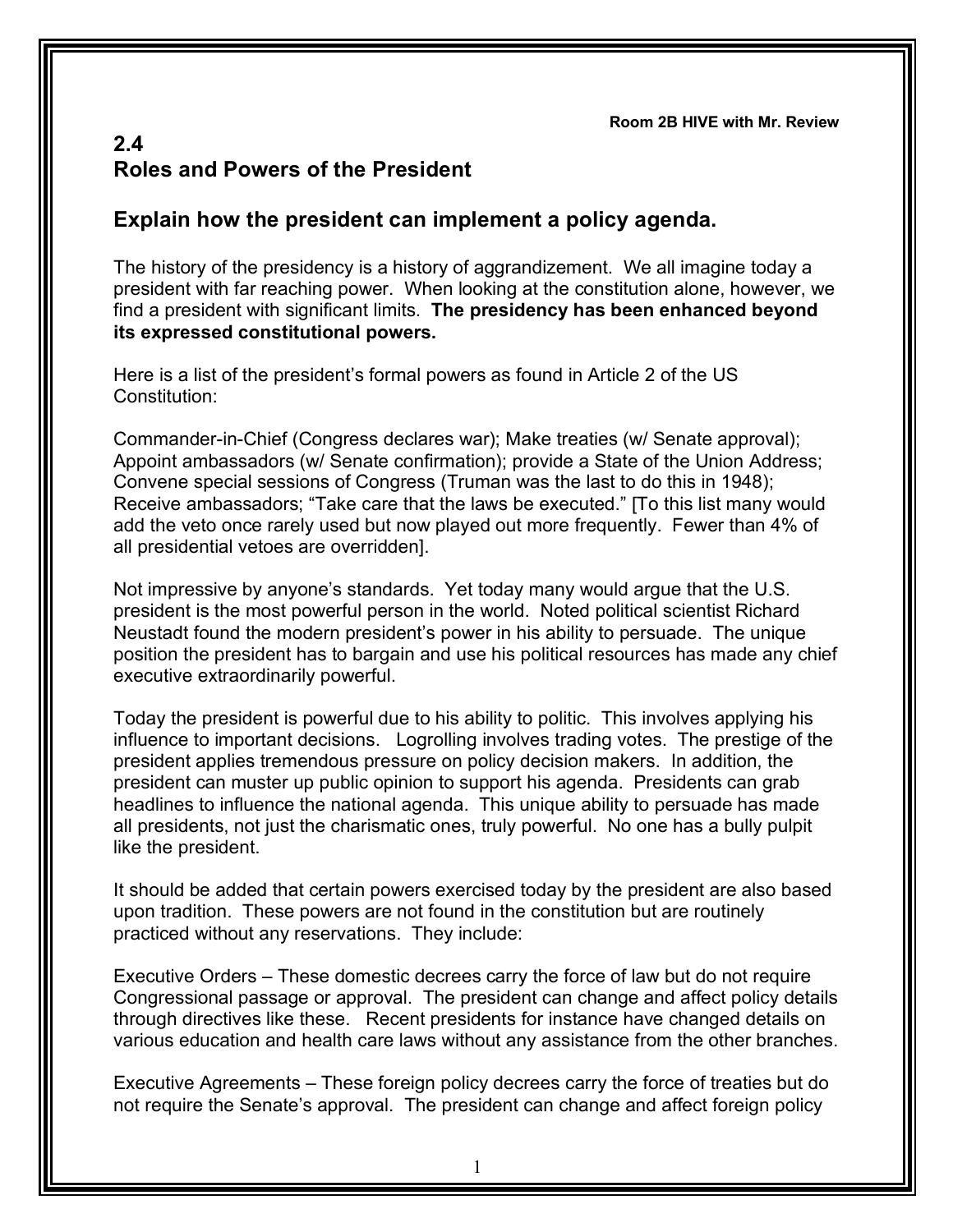**Room 2B HIVE with Mr. Review**

## 2.4
## Roles and Powers of the President

### Explain how the president can implement a policy agenda.

The history of the presidency is a history of aggrandizement. We all imagine today a president with far reaching power. When looking at the constitution alone, however, we find a president with significant limits. **The presidency has been enhanced beyond its expressed constitutional powers.**

Here is a list of the president's formal powers as found in Article 2 of the US Constitution:

Commander-in-Chief (Congress declares war); Make treaties (w/ Senate approval); Appoint ambassadors (w/ Senate confirmation); provide a State of the Union Address; Convene special sessions of Congress (Truman was the last to do this in 1948); Receive ambassadors; "Take care that the laws be executed." [To this list many would add the veto once rarely used but now played out more frequently. Fewer than 4% of all presidential vetoes are overridden].

Not impressive by anyone's standards. Yet today many would argue that the U.S. president is the most powerful person in the world. Noted political scientist Richard Neustadt found the modern president's power in his ability to persuade. The unique position the president has to bargain and use his political resources has made any chief executive extraordinarily powerful.

Today the president is powerful due to his ability to politic. This involves applying his influence to important decisions. Logrolling involves trading votes. The prestige of the president applies tremendous pressure on policy decision makers. In addition, the president can muster up public opinion to support his agenda. Presidents can grab headlines to influence the national agenda. This unique ability to persuade has made all presidents, not just the charismatic ones, truly powerful. No one has a bully pulpit like the president.

It should be added that certain powers exercised today by the president are also based upon tradition. These powers are not found in the constitution but are routinely practiced without any reservations. They include:

Executive Orders – These domestic decrees carry the force of law but do not require Congressional passage or approval. The president can change and affect policy details through directives like these. Recent presidents for instance have changed details on various education and health care laws without any assistance from the other branches.

Executive Agreements – These foreign policy decrees carry the force of treaties but do not require the Senate's approval. The president can change and affect foreign policy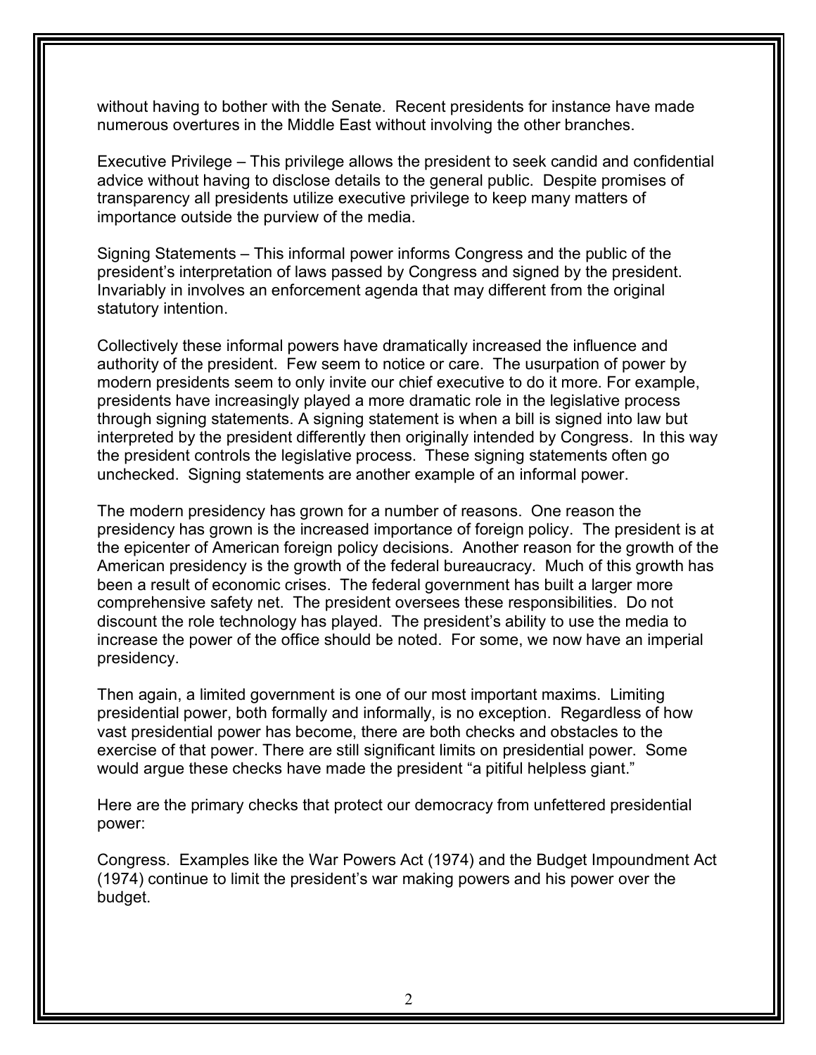without having to bother with the Senate. Recent presidents for instance have made numerous overtures in the Middle East without involving the other branches.

Executive Privilege – This privilege allows the president to seek candid and confidential advice without having to disclose details to the general public. Despite promises of transparency all presidents utilize executive privilege to keep many matters of importance outside the purview of the media.

Signing Statements – This informal power informs Congress and the public of the president's interpretation of laws passed by Congress and signed by the president. Invariably in involves an enforcement agenda that may different from the original statutory intention.

Collectively these informal powers have dramatically increased the influence and authority of the president. Few seem to notice or care. The usurpation of power by modern presidents seem to only invite our chief executive to do it more. For example, presidents have increasingly played a more dramatic role in the legislative process through signing statements. A signing statement is when a bill is signed into law but interpreted by the president differently then originally intended by Congress. In this way the president controls the legislative process. These signing statements often go unchecked. Signing statements are another example of an informal power.

The modern presidency has grown for a number of reasons. One reason the presidency has grown is the increased importance of foreign policy. The president is at the epicenter of American foreign policy decisions. Another reason for the growth of the American presidency is the growth of the federal bureaucracy. Much of this growth has been a result of economic crises. The federal government has built a larger more comprehensive safety net. The president oversees these responsibilities. Do not discount the role technology has played. The president's ability to use the media to increase the power of the office should be noted. For some, we now have an imperial presidency.

Then again, a limited government is one of our most important maxims. Limiting presidential power, both formally and informally, is no exception. Regardless of how vast presidential power has become, there are both checks and obstacles to the exercise of that power. There are still significant limits on presidential power. Some would argue these checks have made the president "a pitiful helpless giant."

Here are the primary checks that protect our democracy from unfettered presidential power:

Congress. Examples like the War Powers Act (1974) and the Budget Impoundment Act (1974) continue to limit the president's war making powers and his power over the budget.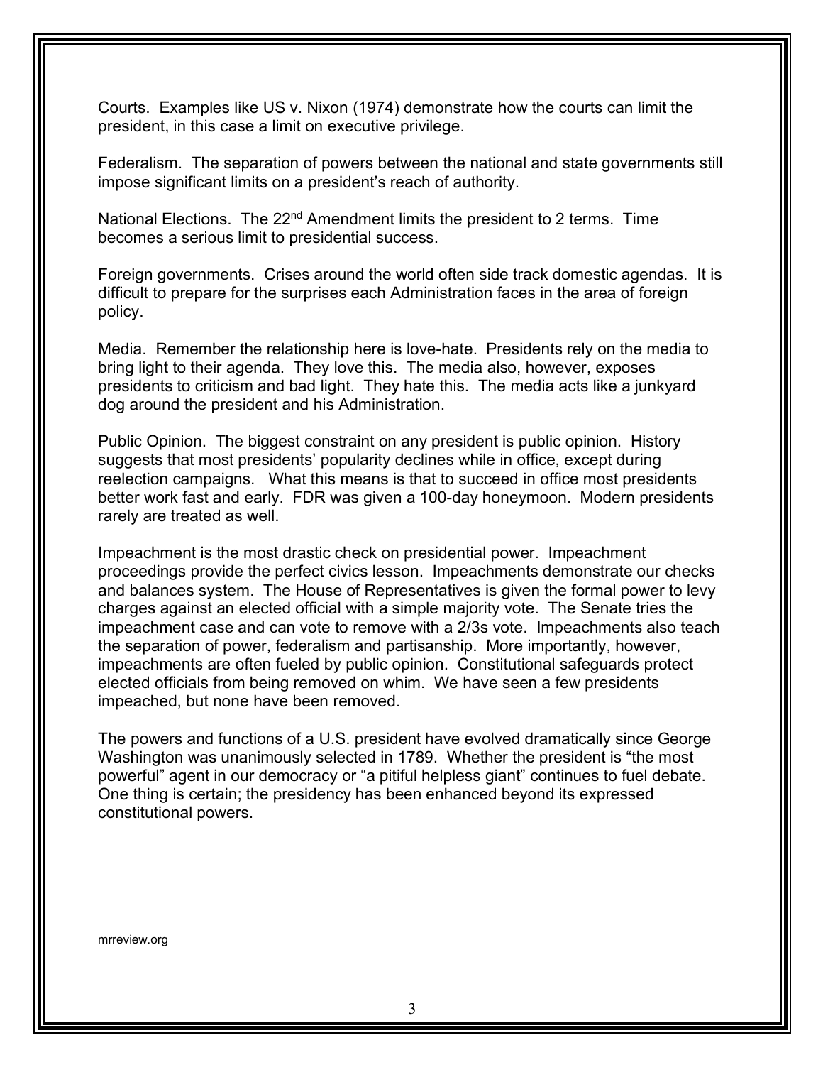Courts. Examples like US v. Nixon (1974) demonstrate how the courts can limit the president, in this case a limit on executive privilege.

Federalism. The separation of powers between the national and state governments still impose significant limits on a president's reach of authority.

National Elections. The 22nd Amendment limits the president to 2 terms. Time becomes a serious limit to presidential success.

Foreign governments. Crises around the world often side track domestic agendas. It is difficult to prepare for the surprises each Administration faces in the area of foreign policy.

Media. Remember the relationship here is love-hate. Presidents rely on the media to bring light to their agenda. They love this. The media also, however, exposes presidents to criticism and bad light. They hate this. The media acts like a junkyard dog around the president and his Administration.

Public Opinion. The biggest constraint on any president is public opinion. History suggests that most presidents' popularity declines while in office, except during reelection campaigns. What this means is that to succeed in office most presidents better work fast and early. FDR was given a 100-day honeymoon. Modern presidents rarely are treated as well.

Impeachment is the most drastic check on presidential power. Impeachment proceedings provide the perfect civics lesson. Impeachments demonstrate our checks and balances system. The House of Representatives is given the formal power to levy charges against an elected official with a simple majority vote. The Senate tries the impeachment case and can vote to remove with a 2/3s vote. Impeachments also teach the separation of power, federalism and partisanship. More importantly, however, impeachments are often fueled by public opinion. Constitutional safeguards protect elected officials from being removed on whim. We have seen a few presidents impeached, but none have been removed.

The powers and functions of a U.S. president have evolved dramatically since George Washington was unanimously selected in 1789. Whether the president is "the most powerful" agent in our democracy or "a pitiful helpless giant" continues to fuel debate. One thing is certain; the presidency has been enhanced beyond its expressed constitutional powers.

mrreview.org